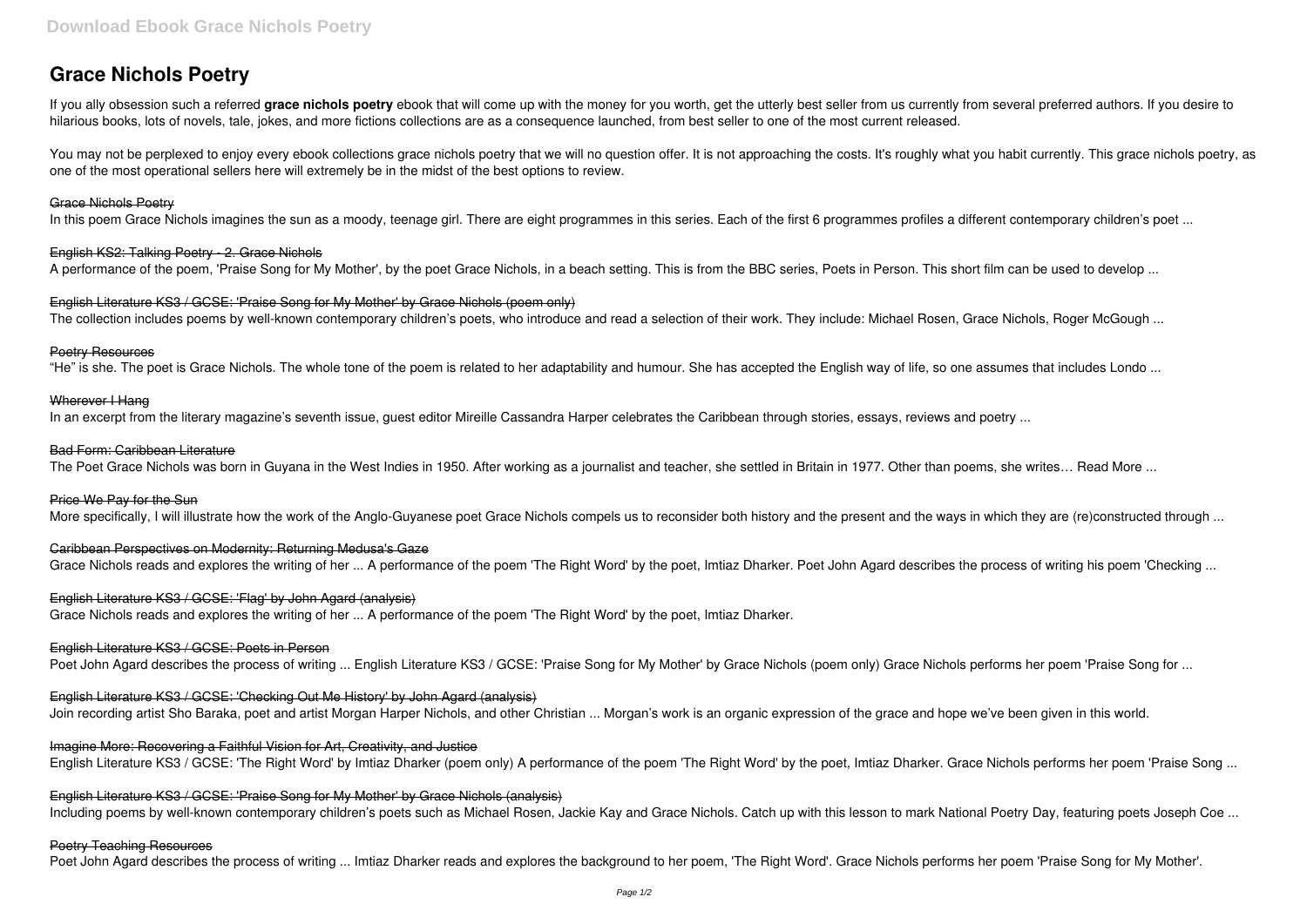# Grace Nichols Poetry

If you ally obsession such a referred **grace nichols poetry** ebook that will come up with the money for you worth, get the utterly best seller from us currently from several preferred authors. If you desire to hilarious books, lots of novels, tale, jokes, and more fictions collections are as a consequence launched, from best seller to one of the most current released.

You may not be perplexed to enjoy every ebook collections grace nichols poetry that we will no question offer. It is not approaching the costs. It's roughly what you habit currently. This grace nichols poetry, as one of the most operational sellers here will extremely be in the midst of the best options to review.

Grace Nichols Poetry

In this poem Grace Nichols imagines the sun as a moody, teenage girl. There are eight programmes in this series. Each of the first 6 programmes profiles a different contemporary children's poet ...

English KS2: Talking Poetry - 2. Grace Nichols

A performance of the poem, 'Praise Song for My Mother', by the poet Grace Nichols, in a beach setting. This is from the BBC series, Poets in Person. This short film can be used to develop ...

English Literature KS3 / GCSE: 'Praise Song for My Mother' by Grace Nichols (poem only)

The collection includes poems by well-known contemporary children's poets, who introduce and read a selection of their work. They include: Michael Rosen, Grace Nichols, Roger McGough ...

Poetry Resources

"He" is she. The poet is Grace Nichols. The whole tone of the poem is related to her adaptability and humour. She has accepted the English way of life, so one assumes that includes Londo ...

Wherever I Hang

In an excerpt from the literary magazine's seventh issue, guest editor Mireille Cassandra Harper celebrates the Caribbean through stories, essays, reviews and poetry ...

Bad Form: Caribbean Literature

The Poet Grace Nichols was born in Guyana in the West Indies in 1950. After working as a journalist and teacher, she settled in Britain in 1977. Other than poems, she writes… Read More ...

Price We Pay for the Sun

More specifically, I will illustrate how the work of the Anglo-Guyanese poet Grace Nichols compels us to reconsider both history and the present and the ways in which they are (re)constructed through ...

Caribbean Perspectives on Modernity: Returning Medusa's Gaze

Grace Nichols reads and explores the writing of her ... A performance of the poem 'The Right Word' by the poet, Imtiaz Dharker. Poet John Agard describes the process of writing his poem 'Checking ...

English Literature KS3 / GCSE: 'Flag' by John Agard (analysis)

Grace Nichols reads and explores the writing of her ... A performance of the poem 'The Right Word' by the poet, Imtiaz Dharker.

English Literature KS3 / GCSE: Poets in Person

Poet John Agard describes the process of writing ... English Literature KS3 / GCSE: 'Praise Song for My Mother' by Grace Nichols (poem only) Grace Nichols performs her poem 'Praise Song for ...

English Literature KS3 / GCSE: 'Checking Out Me History' by John Agard (analysis)

Join recording artist Sho Baraka, poet and artist Morgan Harper Nichols, and other Christian ... Morgan's work is an organic expression of the grace and hope we've been given in this world.

Imagine More: Recovering a Faithful Vision for Art, Creativity, and Justice

English Literature KS3 / GCSE: 'The Right Word' by Imtiaz Dharker (poem only) A performance of the poem 'The Right Word' by the poet, Imtiaz Dharker. Grace Nichols performs her poem 'Praise Song ...

English Literature KS3 / GCSE: 'Praise Song for My Mother' by Grace Nichols (analysis)

Including poems by well-known contemporary children's poets such as Michael Rosen, Jackie Kay and Grace Nichols. Catch up with this lesson to mark National Poetry Day, featuring poets Joseph Coe ...

Poetry Teaching Resources

Poet John Agard describes the process of writing ... Imtiaz Dharker reads and explores the background to her poem, 'The Right Word'. Grace Nichols performs her poem 'Praise Song for My Mother'.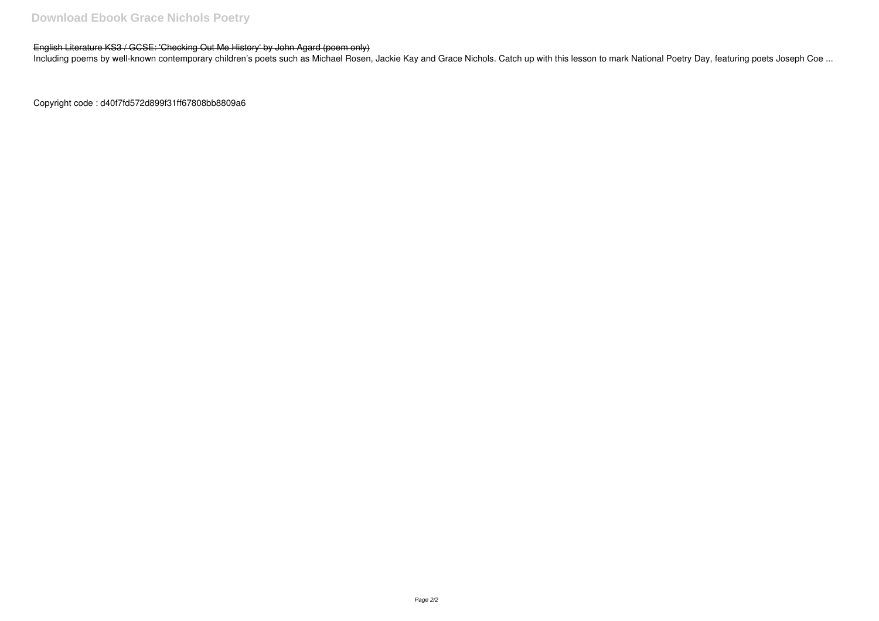~~English Literature KS3 / GCSE: 'Checking Out Me History' by John Agard (poem only)~~

Including poems by well-known contemporary children's poets such as Michael Rosen, Jackie Kay and Grace Nichols. Catch up with this lesson to mark National Poetry Day, featuring poets Joseph Coe ...

Copyright code : d40f7fd572d899f31ff67808bb8809a6